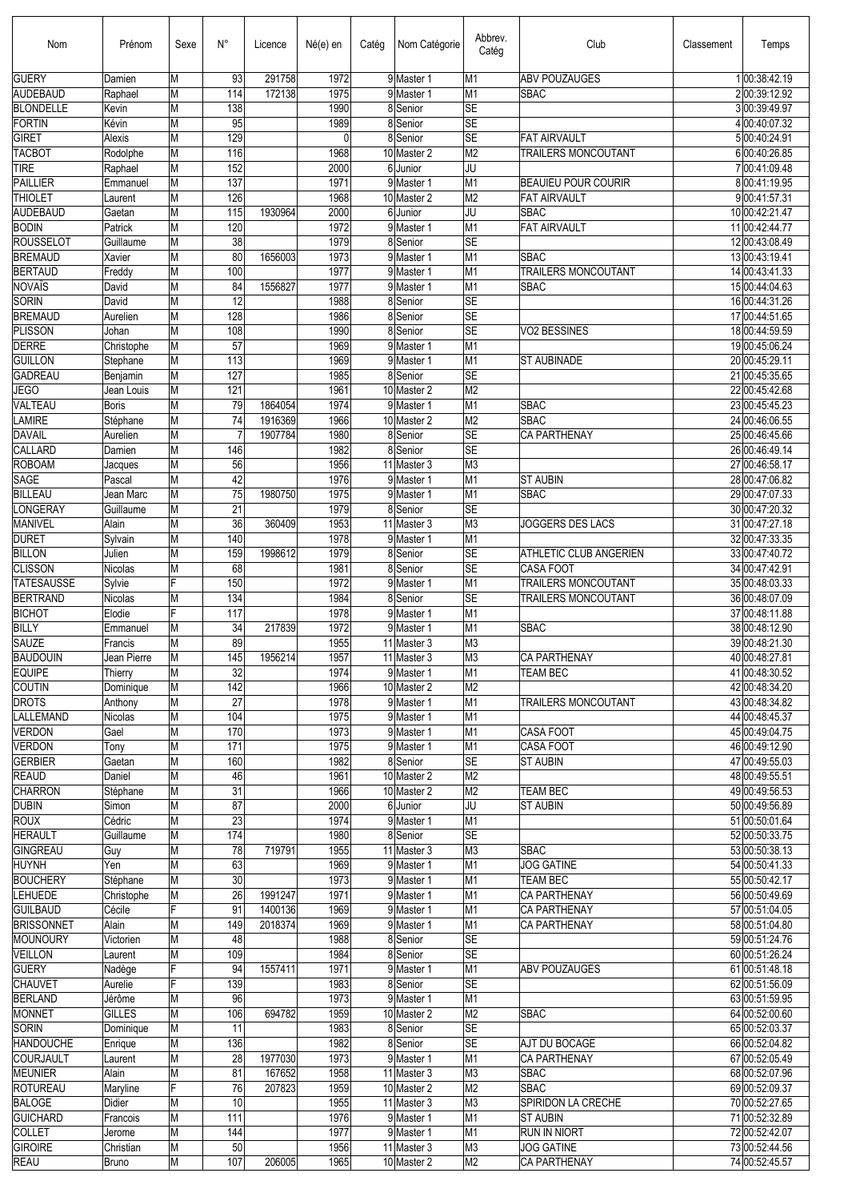| Nom | Prénom | Sexe | N° | Licence | Né(e) en | Catég | Nom Catégorie | Abbrev. Catég | Club | Classement | Temps |
|---|---|---|---|---|---|---|---|---|---|---|---|
| GUERY | Damien | M | 93 | 291758 | 1972 | 9 | Master 1 | M1 | ABV POUZAUGES | 1 | 00:38:42.19 |
| AUDEBAUD | Raphael | M | 114 | 172138 | 1975 | 9 | Master 1 | M1 | SBAC | 2 | 00:39:12.92 |
| BLONDELLE | Kevin | M | 138 | | 1990 | 8 | Senior | SE | | 3 | 00:39:49.97 |
| FORTIN | Kévin | M | 95 | | 1989 | 8 | Senior | SE | | 4 | 00:40:07.32 |
| GIRET | Alexis | M | 129 | | 0 | 8 | Senior | SE | FAT AIRVAULT | 5 | 00:40:24.91 |
| TACBOT | Rodolphe | M | 116 | | 1968 | 10 | Master 2 | M2 | TRAILERS MONCOUTANT | 6 | 00:40:26.85 |
| TIRE | Raphael | M | 152 | | 2000 | 6 | Junior | JU | | 7 | 00:41:09.48 |
| PAILLIER | Emmanuel | M | 137 | | 1971 | 9 | Master 1 | M1 | BEAUIEU POUR COURIR | 8 | 00:41:19.95 |
| THIOLET | Laurent | M | 126 | | 1968 | 10 | Master 2 | M2 | FAT AIRVAULT | 9 | 00:41:57.31 |
| AUDEBAUD | Gaetan | M | 115 | 1930964 | 2000 | 6 | Junior | JU | SBAC | 10 | 00:42:21.47 |
| BODIN | Patrick | M | 120 | | 1972 | 9 | Master 1 | M1 | FAT AIRVAULT | 11 | 00:42:44.77 |
| ROUSSELOT | Guillaume | M | 38 | | 1979 | 8 | Senior | SE | | 12 | 00:43:08.49 |
| BREMAUD | Xavier | M | 80 | 1656003 | 1973 | 9 | Master 1 | M1 | SBAC | 13 | 00:43:19.41 |
| BERTAUD | Freddy | M | 100 | | 1977 | 9 | Master 1 | M1 | TRAILERS MONCOUTANT | 14 | 00:43:41.33 |
| NOVAÏS | David | M | 84 | 1556827 | 1977 | 9 | Master 1 | M1 | SBAC | 15 | 00:44:04.63 |
| SORIN | David | M | 12 | | 1988 | 8 | Senior | SE | | 16 | 00:44:31.26 |
| BREMAUD | Aurelien | M | 128 | | 1986 | 8 | Senior | SE | | 17 | 00:44:51.65 |
| PLISSON | Johan | M | 108 | | 1990 | 8 | Senior | SE | VO2 BESSINES | 18 | 00:44:59.59 |
| DERRE | Christophe | M | 57 | | 1969 | 9 | Master 1 | M1 | | 19 | 00:45:06.24 |
| GUILLON | Stephane | M | 113 | | 1969 | 9 | Master 1 | M1 | ST AUBINADE | 20 | 00:45:29.11 |
| GADREAU | Benjamin | M | 127 | | 1985 | 8 | Senior | SE | | 21 | 00:45:35.65 |
| JEGO | Jean Louis | M | 121 | | 1961 | 10 | Master 2 | M2 | | 22 | 00:45:42.68 |
| VALTEAU | Boris | M | 79 | 1864054 | 1974 | 9 | Master 1 | M1 | SBAC | 23 | 00:45:45.23 |
| LAMIRE | Stéphane | M | 74 | 1916369 | 1966 | 10 | Master 2 | M2 | SBAC | 24 | 00:46:06.55 |
| DAVAIL | Aurelien | M | 7 | 1907784 | 1980 | 8 | Senior | SE | CA PARTHENAY | 25 | 00:46:45.66 |
| CALLARD | Damien | M | 146 | | 1982 | 8 | Senior | SE | | 26 | 00:46:49.14 |
| ROBOAM | Jacques | M | 56 | | 1956 | 11 | Master 3 | M3 | | 27 | 00:46:58.17 |
| SAGE | Pascal | M | 42 | | 1976 | 9 | Master 1 | M1 | ST AUBIN | 28 | 00:47:06.82 |
| BILLEAU | Jean Marc | M | 75 | 1980750 | 1975 | 9 | Master 1 | M1 | SBAC | 29 | 00:47:07.33 |
| LONGERAY | Guillaume | M | 21 | | 1979 | 8 | Senior | SE | | 30 | 00:47:20.32 |
| MANIVEL | Alain | M | 36 | 360409 | 1953 | 11 | Master 3 | M3 | JOGGERS DES LACS | 31 | 00:47:27.18 |
| DURET | Sylvain | M | 140 | | 1978 | 9 | Master 1 | M1 | | 32 | 00:47:33.35 |
| BILLON | Julien | M | 159 | 1998612 | 1979 | 8 | Senior | SE | ATHLETIC CLUB ANGERIEN | 33 | 00:47:40.72 |
| CLISSON | Nicolas | M | 68 | | 1981 | 8 | Senior | SE | CASA FOOT | 34 | 00:47:42.91 |
| TATESAUSSE | Sylvie | F | 150 | | 1972 | 9 | Master 1 | M1 | TRAILERS MONCOUTANT | 35 | 00:48:03.33 |
| BERTRAND | Nicolas | M | 134 | | 1984 | 8 | Senior | SE | TRAILERS MONCOUTANT | 36 | 00:48:07.09 |
| BICHOT | Elodie | F | 117 | | 1978 | 9 | Master 1 | M1 | | 37 | 00:48:11.88 |
| BILLY | Emmanuel | M | 34 | 217839 | 1972 | 9 | Master 1 | M1 | SBAC | 38 | 00:48:12.90 |
| SAUZE | Francis | M | 89 | | 1955 | 11 | Master 3 | M3 | | 39 | 00:48:21.30 |
| BAUDOUIN | Jean Pierre | M | 145 | 1956214 | 1957 | 11 | Master 3 | M3 | CA PARTHENAY | 40 | 00:48:27.81 |
| EQUIPE | Thierry | M | 32 | | 1974 | 9 | Master 1 | M1 | TEAM BEC | 41 | 00:48:30.52 |
| COUTIN | Dominique | M | 142 | | 1966 | 10 | Master 2 | M2 | | 42 | 00:48:34.20 |
| DROTS | Anthony | M | 27 | | 1978 | 9 | Master 1 | M1 | TRAILERS MONCOUTANT | 43 | 00:48:34.82 |
| LALLEMAND | Nicolas | M | 104 | | 1975 | 9 | Master 1 | M1 | | 44 | 00:48:45.37 |
| VERDON | Gael | M | 170 | | 1973 | 9 | Master 1 | M1 | CASA FOOT | 45 | 00:49:04.75 |
| VERDON | Tony | M | 171 | | 1975 | 9 | Master 1 | M1 | CASA FOOT | 46 | 00:49:12.90 |
| GERBIER | Gaetan | M | 160 | | 1982 | 8 | Senior | SE | ST AUBIN | 47 | 00:49:55.03 |
| REAUD | Daniel | M | 46 | | 1961 | 10 | Master 2 | M2 | | 48 | 00:49:55.51 |
| CHARRON | Stéphane | M | 31 | | 1966 | 10 | Master 2 | M2 | TEAM BEC | 49 | 00:49:56.53 |
| DUBIN | Simon | M | 87 | | 2000 | 6 | Junior | JU | ST AUBIN | 50 | 00:49:56.89 |
| ROUX | Cédric | M | 23 | | 1974 | 9 | Master 1 | M1 | | 51 | 00:50:01.64 |
| HERAULT | Guillaume | M | 174 | | 1980 | 8 | Senior | SE | | 52 | 00:50:33.75 |
| GINGREAU | Guy | M | 78 | 719791 | 1955 | 11 | Master 3 | M3 | SBAC | 53 | 00:50:38.13 |
| HUYNH | Yen | M | 63 | | 1969 | 9 | Master 1 | M1 | JOG GATINE | 54 | 00:50:41.33 |
| BOUCHERY | Stéphane | M | 30 | | 1973 | 9 | Master 1 | M1 | TEAM BEC | 55 | 00:50:42.17 |
| LEHUEDE | Christophe | M | 26 | 1991247 | 1971 | 9 | Master 1 | M1 | CA PARTHENAY | 56 | 00:50:49.69 |
| GUILBAUD | Cécile | F | 91 | 1400136 | 1969 | 9 | Master 1 | M1 | CA PARTHENAY | 57 | 00:51:04.05 |
| BRISSONNET | Alain | M | 149 | 2018374 | 1969 | 9 | Master 1 | M1 | CA PARTHENAY | 58 | 00:51:04.80 |
| MOUNOURY | Victorien | M | 48 | | 1988 | 8 | Senior | SE | | 59 | 00:51:24.76 |
| VEILLON | Laurent | M | 109 | | 1984 | 8 | Senior | SE | | 60 | 00:51:26.24 |
| GUERY | Nadège | F | 94 | 1557411 | 1971 | 9 | Master 1 | M1 | ABV POUZAUGES | 61 | 00:51:48.18 |
| CHAUVET | Aurelie | F | 139 | | 1983 | 8 | Senior | SE | | 62 | 00:51:56.09 |
| BERLAND | Jérôme | M | 96 | | 1973 | 9 | Master 1 | M1 | | 63 | 00:51:59.95 |
| MONNET | GILLES | M | 106 | 694782 | 1959 | 10 | Master 2 | M2 | SBAC | 64 | 00:52:00.60 |
| SORIN | Dominique | M | 11 | | 1983 | 8 | Senior | SE | | 65 | 00:52:03.37 |
| HANDOUCHE | Enrique | M | 136 | | 1982 | 8 | Senior | SE | AJT DU BOCAGE | 66 | 00:52:04.82 |
| COURJAULT | Laurent | M | 28 | 1977030 | 1973 | 9 | Master 1 | M1 | CA PARTHENAY | 67 | 00:52:05.49 |
| MEUNIER | Alain | M | 81 | 167652 | 1958 | 11 | Master 3 | M3 | SBAC | 68 | 00:52:07.96 |
| ROTUREAU | Maryline | F | 76 | 207823 | 1959 | 10 | Master 2 | M2 | SBAC | 69 | 00:52:09.37 |
| BALOGE | Didier | M | 10 | | 1955 | 11 | Master 3 | M3 | SPIRIDON LA CRECHE | 70 | 00:52:27.65 |
| GUICHARD | Francois | M | 111 | | 1976 | 9 | Master 1 | M1 | ST AUBIN | 71 | 00:52:32.89 |
| COLLET | Jerome | M | 144 | | 1977 | 9 | Master 1 | M1 | RUN IN NIORT | 72 | 00:52:42.07 |
| GIROIRE | Christian | M | 50 | | 1956 | 11 | Master 3 | M3 | JOG GATINE | 73 | 00:52:44.56 |
| REAU | Bruno | M | 107 | 206005 | 1965 | 10 | Master 2 | M2 | CA PARTHENAY | 74 | 00:52:45.57 |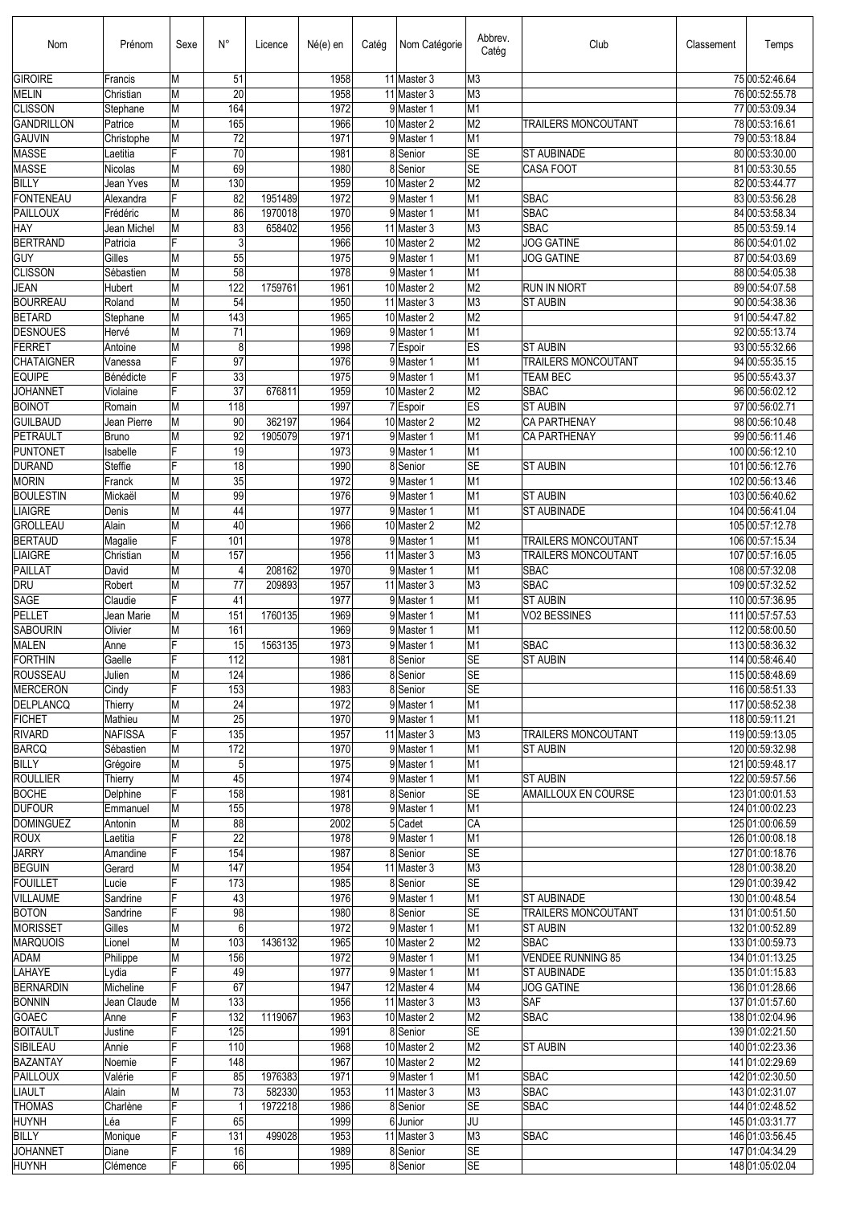| Nom | Prénom | Sexe | N° | Licence | Né(e) en | Catég | Nom Catégorie | Abbrev. Catég | Club | Classement | Temps |
|---|---|---|---|---|---|---|---|---|---|---|---|
| GIROIRE | Francis | M | 51 | | 1958 | 11 | Master 3 | M3 | | 75 | 00:52:46.64 |
| MELIN | Christian | M | 20 | | 1958 | 11 | Master 3 | M3 | | 76 | 00:52:55.78 |
| CLISSON | Stephane | M | 164 | | 1972 | 9 | Master 1 | M1 | | 77 | 00:53:09.34 |
| GANDRILLON | Patrice | M | 165 | | 1966 | 10 | Master 2 | M2 | TRAILERS MONCOUTANT | 78 | 00:53:16.61 |
| GAUVIN | Christophe | M | 72 | | 1971 | 9 | Master 1 | M1 | | 79 | 00:53:18.84 |
| MASSE | Laetitia | F | 70 | | 1981 | 8 | Senior | SE | ST AUBINADE | 80 | 00:53:30.00 |
| MASSE | Nicolas | M | 69 | | 1980 | 8 | Senior | SE | CASA FOOT | 81 | 00:53:30.55 |
| BILLY | Jean Yves | M | 130 | | 1959 | 10 | Master 2 | M2 | | 82 | 00:53:44.77 |
| FONTENEAU | Alexandra | F | 82 | 1951489 | 1972 | 9 | Master 1 | M1 | SBAC | 83 | 00:53:56.28 |
| PAILLOUX | Frédéric | M | 86 | 1970018 | 1970 | 9 | Master 1 | M1 | SBAC | 84 | 00:53:58.34 |
| HAY | Jean Michel | M | 83 | 658402 | 1956 | 11 | Master 3 | M3 | SBAC | 85 | 00:53:59.14 |
| BERTRAND | Patricia | F | 3 | | 1966 | 10 | Master 2 | M2 | JOG GATINE | 86 | 00:54:01.02 |
| GUY | Gilles | M | 55 | | 1975 | 9 | Master 1 | M1 | JOG GATINE | 87 | 00:54:03.69 |
| CLISSON | Sébastien | M | 58 | | 1978 | 9 | Master 1 | M1 | | 88 | 00:54:05.38 |
| JEAN | Hubert | M | 122 | 1759761 | 1961 | 10 | Master 2 | M2 | RUN IN NIORT | 89 | 00:54:07.58 |
| BOURREAU | Roland | M | 54 | | 1950 | 11 | Master 3 | M3 | ST AUBIN | 90 | 00:54:38.36 |
| BETARD | Stephane | M | 143 | | 1965 | 10 | Master 2 | M2 | | 91 | 00:54:47.82 |
| DESNOUES | Hervé | M | 71 | | 1969 | 9 | Master 1 | M1 | | 92 | 00:55:13.74 |
| FERRET | Antoine | M | 8 | | 1998 | 7 | Espoir | ES | ST AUBIN | 93 | 00:55:32.66 |
| CHATAIGNER | Vanessa | F | 97 | | 1976 | 9 | Master 1 | M1 | TRAILERS MONCOUTANT | 94 | 00:55:35.15 |
| EQUIPE | Bénédicte | F | 33 | | 1975 | 9 | Master 1 | M1 | TEAM BEC | 95 | 00:55:43.37 |
| JOHANNET | Violaine | F | 37 | 676811 | 1959 | 10 | Master 2 | M2 | SBAC | 96 | 00:56:02.12 |
| BOINOT | Romain | M | 118 | | 1997 | 7 | Espoir | ES | ST AUBIN | 97 | 00:56:02.71 |
| GUILBAUD | Jean Pierre | M | 90 | 362197 | 1964 | 10 | Master 2 | M2 | CA PARTHENAY | 98 | 00:56:10.48 |
| PETRAULT | Bruno | M | 92 | 1905079 | 1971 | 9 | Master 1 | M1 | CA PARTHENAY | 99 | 00:56:11.46 |
| PUNTONET | Isabelle | F | 19 | | 1973 | 9 | Master 1 | M1 | | 100 | 00:56:12.10 |
| DURAND | Steffie | F | 18 | | 1990 | 8 | Senior | SE | ST AUBIN | 101 | 00:56:12.76 |
| MORIN | Franck | M | 35 | | 1972 | 9 | Master 1 | M1 | | 102 | 00:56:13.46 |
| BOULESTIN | Mickaël | M | 99 | | 1976 | 9 | Master 1 | M1 | ST AUBIN | 103 | 00:56:40.62 |
| LIAIGRE | Denis | M | 44 | | 1977 | 9 | Master 1 | M1 | ST AUBINADE | 104 | 00:56:41.04 |
| GROLLEAU | Alain | M | 40 | | 1966 | 10 | Master 2 | M2 | | 105 | 00:57:12.78 |
| BERTAUD | Magalie | F | 101 | | 1978 | 9 | Master 1 | M1 | TRAILERS MONCOUTANT | 106 | 00:57:15.34 |
| LIAIGRE | Christian | M | 157 | | 1956 | 11 | Master 3 | M3 | TRAILERS MONCOUTANT | 107 | 00:57:16.05 |
| PAILLAT | David | M | 4 | 208162 | 1970 | 9 | Master 1 | M1 | SBAC | 108 | 00:57:32.08 |
| DRU | Robert | M | 77 | 209893 | 1957 | 11 | Master 3 | M3 | SBAC | 109 | 00:57:32.52 |
| SAGE | Claudie | F | 41 | | 1977 | 9 | Master 1 | M1 | ST AUBIN | 110 | 00:57:36.95 |
| PELLET | Jean Marie | M | 151 | 1760135 | 1969 | 9 | Master 1 | M1 | VO2 BESSINES | 111 | 00:57:57.53 |
| SABOURIN | Olivier | M | 161 | | 1969 | 9 | Master 1 | M1 | | 112 | 00:58:00.50 |
| MALEN | Anne | F | 15 | 1563135 | 1973 | 9 | Master 1 | M1 | SBAC | 113 | 00:58:36.32 |
| FORTHIN | Gaelle | F | 112 | | 1981 | 8 | Senior | SE | ST AUBIN | 114 | 00:58:46.40 |
| ROUSSEAU | Julien | M | 124 | | 1986 | 8 | Senior | SE | | 115 | 00:58:48.69 |
| MERCERON | Cindy | F | 153 | | 1983 | 8 | Senior | SE | | 116 | 00:58:51.33 |
| DELPLANCQ | Thierry | M | 24 | | 1972 | 9 | Master 1 | M1 | | 117 | 00:58:52.38 |
| FICHET | Mathieu | M | 25 | | 1970 | 9 | Master 1 | M1 | | 118 | 00:59:11.21 |
| RIVARD | NAFISSA | F | 135 | | 1957 | 11 | Master 3 | M3 | TRAILERS MONCOUTANT | 119 | 00:59:13.05 |
| BARCQ | Sébastien | M | 172 | | 1970 | 9 | Master 1 | M1 | ST AUBIN | 120 | 00:59:32.98 |
| BILLY | Grégoire | M | 5 | | 1975 | 9 | Master 1 | M1 | | 121 | 00:59:48.17 |
| ROULLIER | Thierry | M | 45 | | 1974 | 9 | Master 1 | M1 | ST AUBIN | 122 | 00:59:57.56 |
| BOCHE | Delphine | F | 158 | | 1981 | 8 | Senior | SE | AMAILLOUX EN COURSE | 123 | 01:00:01.53 |
| DUFOUR | Emmanuel | M | 155 | | 1978 | 9 | Master 1 | M1 | | 124 | 01:00:02.23 |
| DOMINGUEZ | Antonin | M | 88 | | 2002 | 5 | Cadet | CA | | 125 | 01:00:06.59 |
| ROUX | Laetitia | F | 22 | | 1978 | 9 | Master 1 | M1 | | 126 | 01:00:08.18 |
| JARRY | Amandine | F | 154 | | 1987 | 8 | Senior | SE | | 127 | 01:00:18.76 |
| BEGUIN | Gerard | M | 147 | | 1954 | 11 | Master 3 | M3 | | 128 | 01:00:38.20 |
| FOUILLET | Lucie | F | 173 | | 1985 | 8 | Senior | SE | | 129 | 01:00:39.42 |
| VILLAUME | Sandrine | F | 43 | | 1976 | 9 | Master 1 | M1 | ST AUBINADE | 130 | 01:00:48.54 |
| BOTON | Sandrine | F | 98 | | 1980 | 8 | Senior | SE | TRAILERS MONCOUTANT | 131 | 01:00:51.50 |
| MORISSET | Gilles | M | 6 | | 1972 | 9 | Master 1 | M1 | ST AUBIN | 132 | 01:00:52.89 |
| MARQUOIS | Lionel | M | 103 | 1436132 | 1965 | 10 | Master 2 | M2 | SBAC | 133 | 01:00:59.73 |
| ADAM | Philippe | M | 156 | | 1972 | 9 | Master 1 | M1 | VENDEE RUNNING 85 | 134 | 01:01:13.25 |
| LAHAYE | Lydia | F | 49 | | 1977 | 9 | Master 1 | M1 | ST AUBINADE | 135 | 01:01:15.83 |
| BERNARDIN | Micheline | F | 67 | | 1947 | 12 | Master 4 | M4 | JOG GATINE | 136 | 01:01:28.66 |
| BONNIN | Jean Claude | M | 133 | | 1956 | 11 | Master 3 | M3 | SAF | 137 | 01:01:57.60 |
| GOAEC | Anne | F | 132 | 1119067 | 1963 | 10 | Master 2 | M2 | SBAC | 138 | 01:02:04.96 |
| BOITAULT | Justine | F | 125 | | 1991 | 8 | Senior | SE | | 139 | 01:02:21.50 |
| SIBILEAU | Annie | F | 110 | | 1968 | 10 | Master 2 | M2 | ST AUBIN | 140 | 01:02:23.36 |
| BAZANTAY | Noemie | F | 148 | | 1967 | 10 | Master 2 | M2 | | 141 | 01:02:29.69 |
| PAILLOUX | Valérie | F | 85 | 1976383 | 1971 | 9 | Master 1 | M1 | SBAC | 142 | 01:02:30.50 |
| LIAULT | Alain | M | 73 | 582330 | 1953 | 11 | Master 3 | M3 | SBAC | 143 | 01:02:31.07 |
| THOMAS | Charlène | F | 1 | 1972218 | 1986 | 8 | Senior | SE | SBAC | 144 | 01:02:48.52 |
| HUYNH | Léa | F | 65 | | 1999 | 6 | Junior | JU | | 145 | 01:03:31.77 |
| BILLY | Monique | F | 131 | 499028 | 1953 | 11 | Master 3 | M3 | SBAC | 146 | 01:03:56.45 |
| JOHANNET | Diane | F | 16 | | 1989 | 8 | Senior | SE | | 147 | 01:04:34.29 |
| HUYNH | Clémence | F | 66 | | 1995 | 8 | Senior | SE | | 148 | 01:05:02.04 |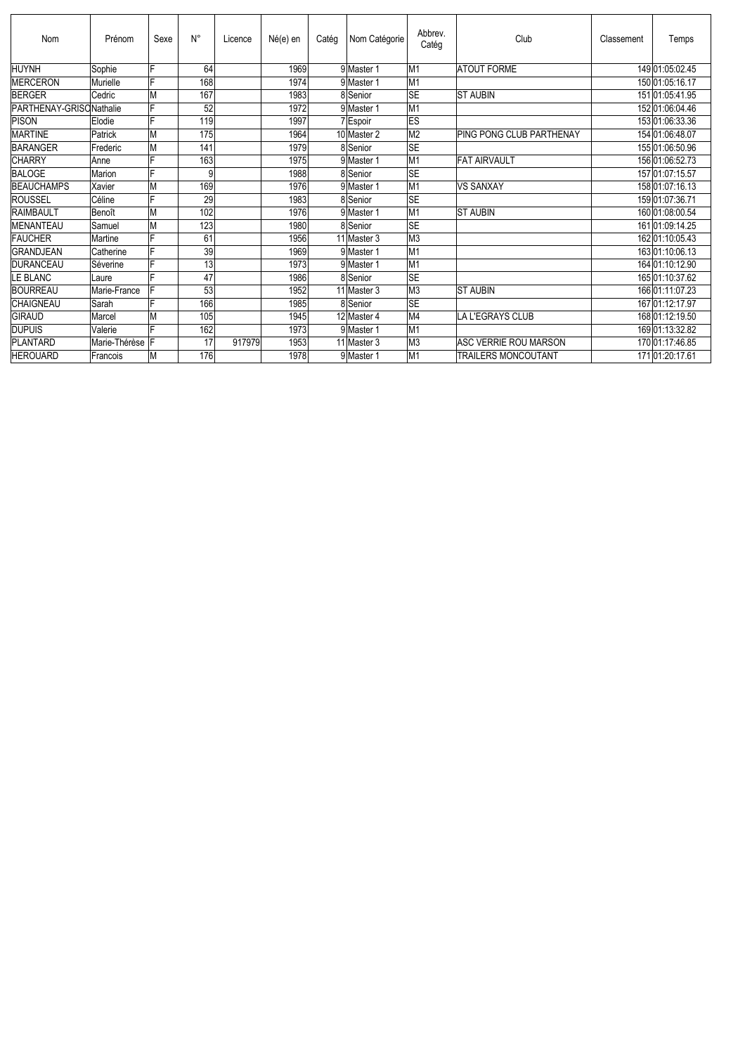| Nom | Prénom | Sexe | N° | Licence | Né(e) en | Catég | Nom Catégorie | Abbrev. Catég | Club | Classement | Temps |
|---|---|---|---|---|---|---|---|---|---|---|---|
| HUYNH | Sophie | F | 64 | | 1969 | 9 | Master 1 | M1 | ATOUT FORME | 149 | 01:05:02.45 |
| MERCERON | Murielle | F | 168 | | 1974 | 9 | Master 1 | M1 | | 150 | 01:05:16.17 |
| BERGER | Cedric | M | 167 | | 1983 | 8 | Senior | SE | ST AUBIN | 151 | 01:05:41.95 |
| PARTHENAY-GRISO | Nathalie | F | 52 | | 1972 | 9 | Master 1 | M1 | | 152 | 01:06:04.46 |
| PISON | Elodie | F | 119 | | 1997 | 7 | Espoir | ES | | 153 | 01:06:33.36 |
| MARTINE | Patrick | M | 175 | | 1964 | 10 | Master 2 | M2 | PING PONG CLUB PARTHENAY | 154 | 01:06:48.07 |
| BARANGER | Frederic | M | 141 | | 1979 | 8 | Senior | SE | | 155 | 01:06:50.96 |
| CHARRY | Anne | F | 163 | | 1975 | 9 | Master 1 | M1 | FAT AIRVAULT | 156 | 01:06:52.73 |
| BALOGE | Marion | F | 9 | | 1988 | 8 | Senior | SE | | 157 | 01:07:15.57 |
| BEAUCHAMPS | Xavier | M | 169 | | 1976 | 9 | Master 1 | M1 | VS SANXAY | 158 | 01:07:16.13 |
| ROUSSEL | Céline | F | 29 | | 1983 | 8 | Senior | SE | | 159 | 01:07:36.71 |
| RAIMBAULT | Benoît | M | 102 | | 1976 | 9 | Master 1 | M1 | ST AUBIN | 160 | 01:08:00.54 |
| MENANTEAU | Samuel | M | 123 | | 1980 | 8 | Senior | SE | | 161 | 01:09:14.25 |
| FAUCHER | Martine | F | 61 | | 1956 | 11 | Master 3 | M3 | | 162 | 01:10:05.43 |
| GRANDJEAN | Catherine | F | 39 | | 1969 | 9 | Master 1 | M1 | | 163 | 01:10:06.13 |
| DURANCEAU | Séverine | F | 13 | | 1973 | 9 | Master 1 | M1 | | 164 | 01:10:12.90 |
| LE BLANC | Laure | F | 47 | | 1986 | 8 | Senior | SE | | 165 | 01:10:37.62 |
| BOURREAU | Marie-France | F | 53 | | 1952 | 11 | Master 3 | M3 | ST AUBIN | 166 | 01:11:07.23 |
| CHAIGNEAU | Sarah | F | 166 | | 1985 | 8 | Senior | SE | | 167 | 01:12:17.97 |
| GIRAUD | Marcel | M | 105 | | 1945 | 12 | Master 4 | M4 | LA L'EGRAYS CLUB | 168 | 01:12:19.50 |
| DUPUIS | Valerie | F | 162 | | 1973 | 9 | Master 1 | M1 | | 169 | 01:13:32.82 |
| PLANTARD | Marie-Thérèse | F | 17 | 917979 | 1953 | 11 | Master 3 | M3 | ASC VERRIE ROU MARSON | 170 | 01:17:46.85 |
| HEROUARD | Francois | M | 176 | | 1978 | 9 | Master 1 | M1 | TRAILERS MONCOUTANT | 171 | 01:20:17.61 |